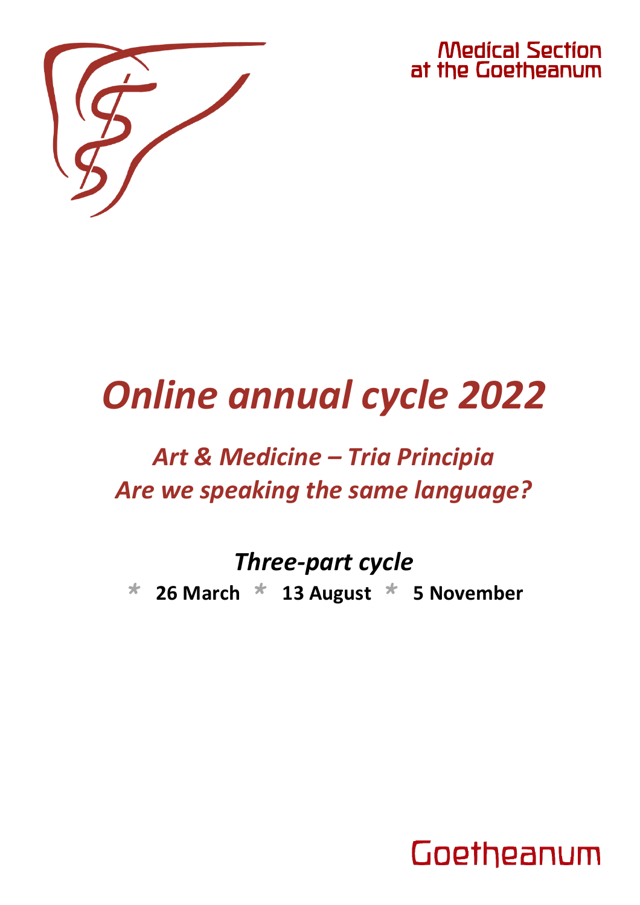Medical Section
at the Goetheanum

# *Online annual cycle 2022*

## *Art & Medicine – Tria Principia*
## *Are we speaking the same language?*

### *Three-part cycle*

\* **26 March** \* **13 August** \* **5 November**

Goetheanum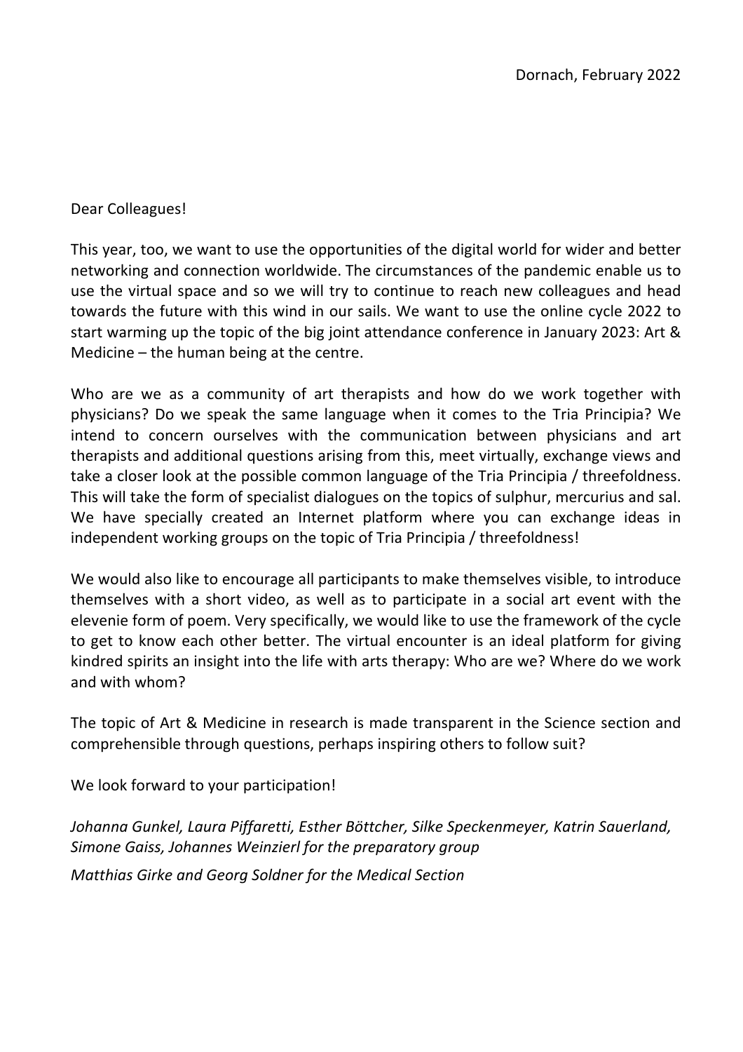Dornach, February 2022

Dear Colleagues!

This year, too, we want to use the opportunities of the digital world for wider and better networking and connection worldwide. The circumstances of the pandemic enable us to use the virtual space and so we will try to continue to reach new colleagues and head towards the future with this wind in our sails. We want to use the online cycle 2022 to start warming up the topic of the big joint attendance conference in January 2023: Art & Medicine – the human being at the centre.

Who are we as a community of art therapists and how do we work together with physicians? Do we speak the same language when it comes to the Tria Principia? We intend to concern ourselves with the communication between physicians and art therapists and additional questions arising from this, meet virtually, exchange views and take a closer look at the possible common language of the Tria Principia / threefoldness. This will take the form of specialist dialogues on the topics of sulphur, mercurius and sal. We have specially created an Internet platform where you can exchange ideas in independent working groups on the topic of Tria Principia / threefoldness!

We would also like to encourage all participants to make themselves visible, to introduce themselves with a short video, as well as to participate in a social art event with the elevenie form of poem. Very specifically, we would like to use the framework of the cycle to get to know each other better. The virtual encounter is an ideal platform for giving kindred spirits an insight into the life with arts therapy: Who are we? Where do we work and with whom?

The topic of Art & Medicine in research is made transparent in the Science section and comprehensible through questions, perhaps inspiring others to follow suit?

We look forward to your participation!

*Johanna Gunkel, Laura Piffaretti, Esther Böttcher, Silke Speckenmeyer, Katrin Sauerland, Simone Gaiss, Johannes Weinzierl for the preparatory group*

*Matthias Girke and Georg Soldner for the Medical Section*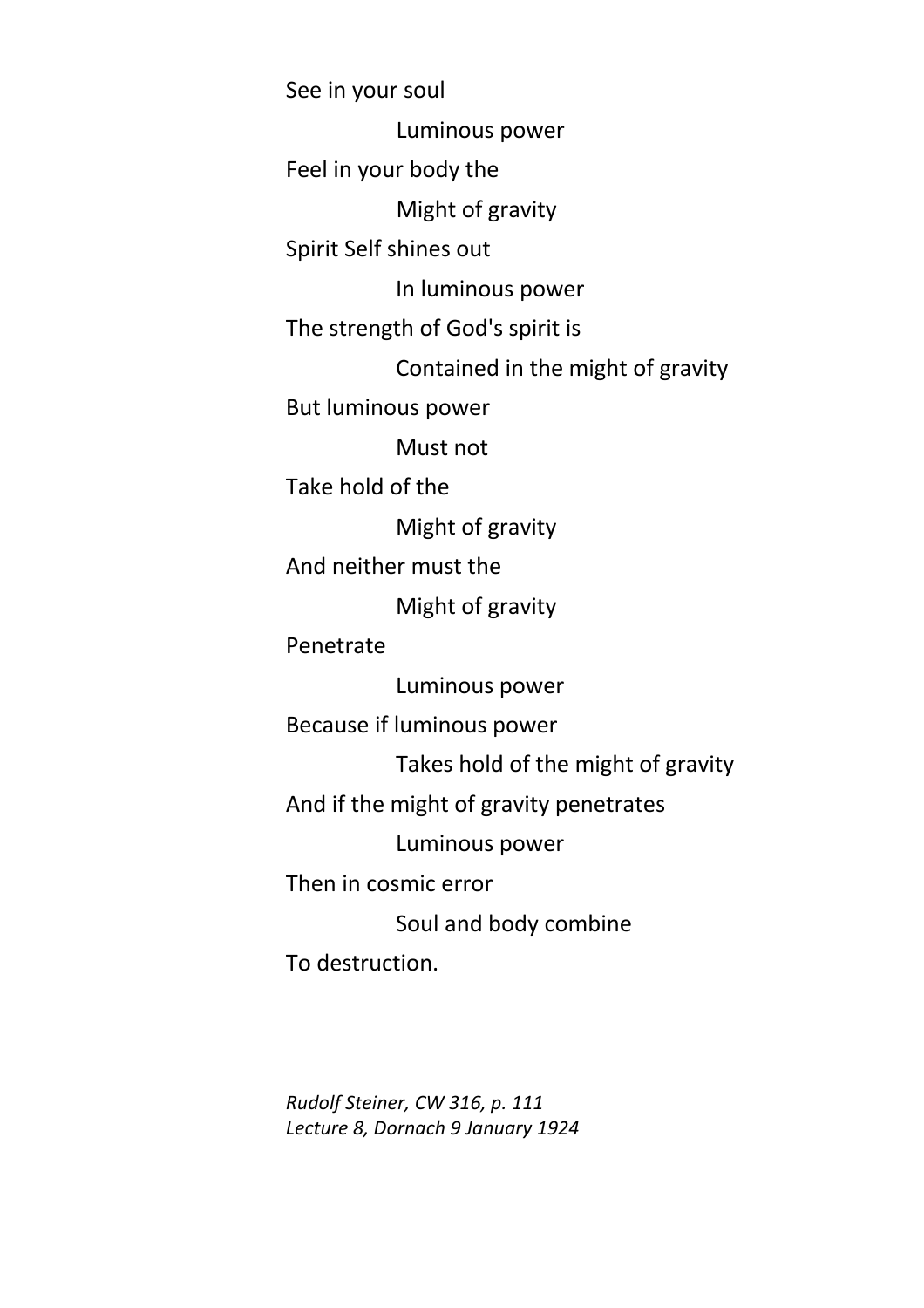See in your soul

    Luminous power

Feel in your body the

    Might of gravity

Spirit Self shines out

    In luminous power

The strength of God's spirit is

    Contained in the might of gravity

But luminous power

    Must not

Take hold of the

    Might of gravity

And neither must the

    Might of gravity

Penetrate

    Luminous power

Because if luminous power

    Takes hold of the might of gravity

And if the might of gravity penetrates

    Luminous power

Then in cosmic error

    Soul and body combine

To destruction.

*Rudolf Steiner, CW 316, p. 111*
*Lecture 8, Dornach 9 January 1924*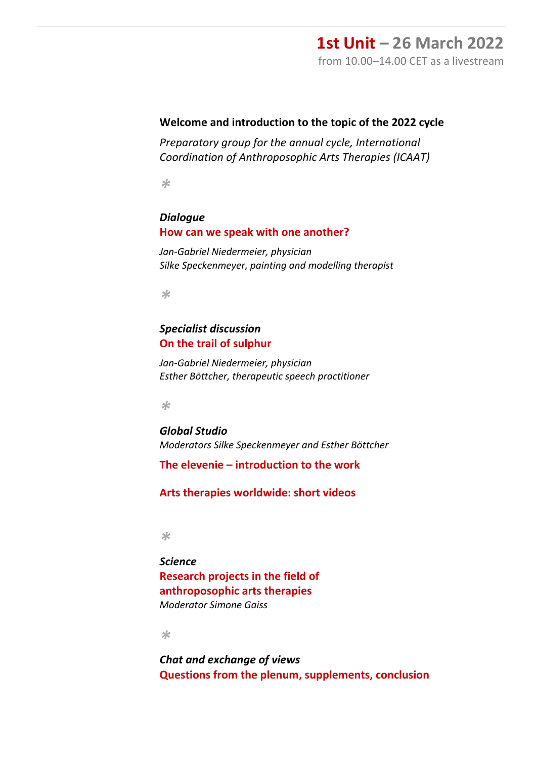# **1st Unit** – 26 March 2022

from 10.00–14.00 CET as a livestream

**Welcome and introduction to the topic of the 2022 cycle**

*Preparatory group for the annual cycle, International Coordination of Anthroposophic Arts Therapies (ICAAT)*

*

***Dialogue***

**How can we speak with one another?**

*Jan-Gabriel Niedermeier, physician*
*Silke Speckenmeyer, painting and modelling therapist*

*

***Specialist discussion***

**On the trail of sulphur**

*Jan-Gabriel Niedermeier, physician*
*Esther Böttcher, therapeutic speech practitioner*

*

***Global Studio***

*Moderators Silke Speckenmeyer and Esther Böttcher*

**The elevenie – introduction to the work**

**Arts therapies worldwide: short videos**

*

***Science***

**Research projects in the field of anthroposophic arts therapies**

*Moderator Simone Gaiss*

*

***Chat and exchange of views***

**Questions from the plenum, supplements, conclusion**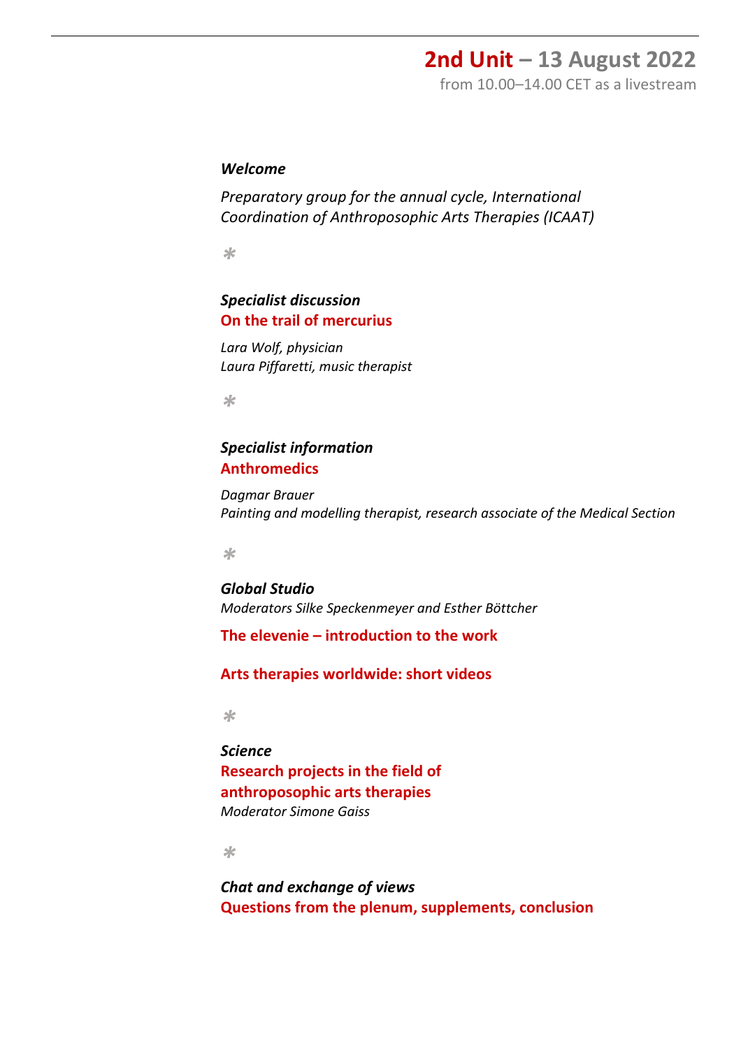## 2nd Unit – 13 August 2022

from 10.00–14.00 CET as a livestream

***Welcome***

*Preparatory group for the annual cycle, International Coordination of Anthroposophic Arts Therapies (ICAAT)*

*

***Specialist discussion***
**On the trail of mercurius**

*Lara Wolf, physician*
*Laura Piffaretti, music therapist*

*

***Specialist information***
**Anthromedics**

*Dagmar Brauer*
*Painting and modelling therapist, research associate of the Medical Section*

*

***Global Studio***
*Moderators Silke Speckenmeyer and Esther Böttcher*

**The elevenie – introduction to the work**

**Arts therapies worldwide: short videos**

*

***Science***
**Research projects in the field of anthroposophic arts therapies**
*Moderator Simone Gaiss*

*

***Chat and exchange of views***
**Questions from the plenum, supplements, conclusion**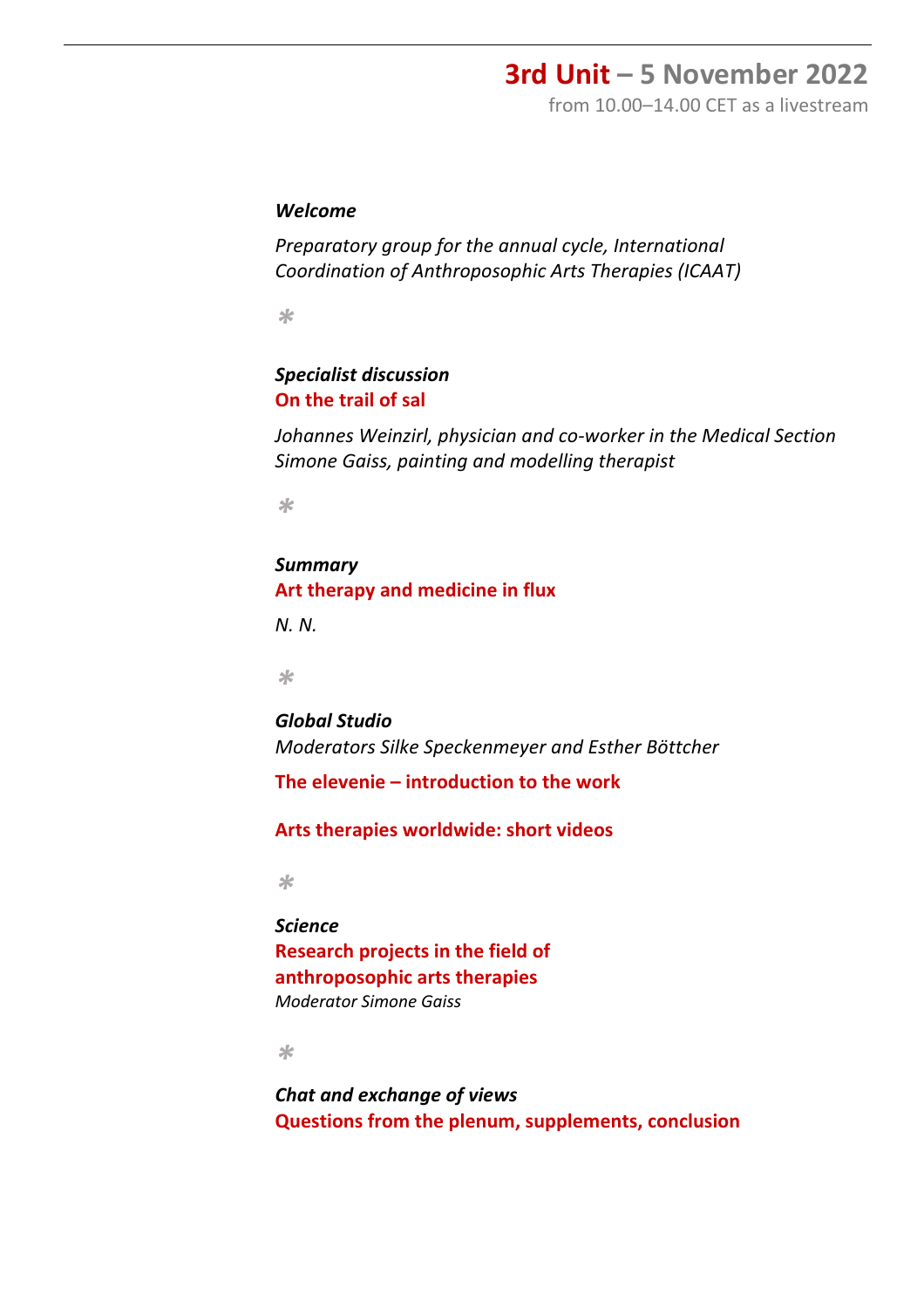## 3rd Unit – 5 November 2022

from 10.00–14.00 CET as a livestream

***Welcome***

*Preparatory group for the annual cycle, International Coordination of Anthroposophic Arts Therapies (ICAAT)*

*

***Specialist discussion***
**On the trail of sal**

*Johannes Weinzirl, physician and co-worker in the Medical Section*
*Simone Gaiss, painting and modelling therapist*

*

***Summary***
**Art therapy and medicine in flux**

*N. N.*

*

***Global Studio***
*Moderators Silke Speckenmeyer and Esther Böttcher*

**The elevenie – introduction to the work**

**Arts therapies worldwide: short videos**

*

***Science***
**Research projects in the field of anthroposophic arts therapies**
*Moderator Simone Gaiss*

*

***Chat and exchange of views***
**Questions from the plenum, supplements, conclusion**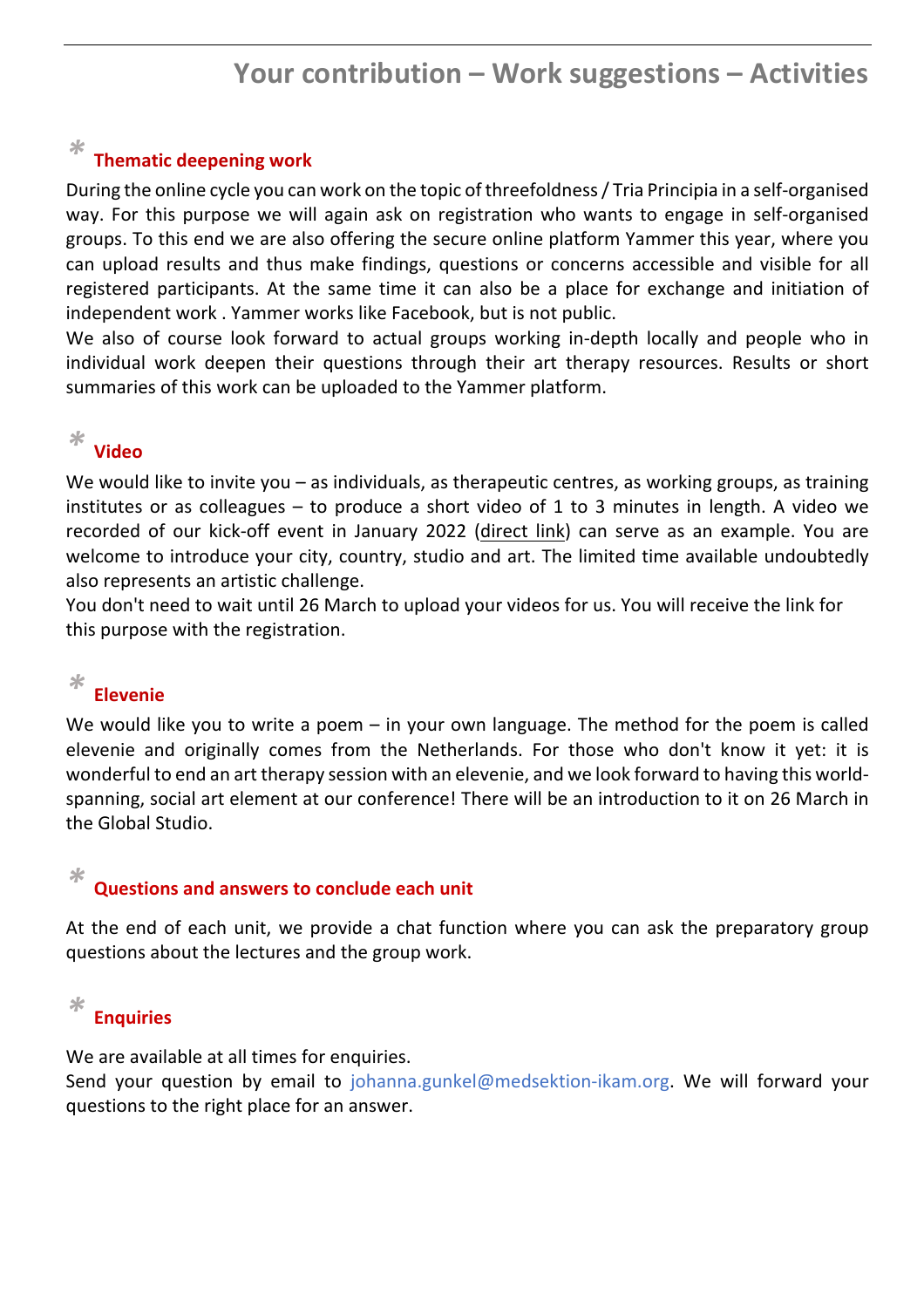# Your contribution – Work suggestions – Activities

## Thematic deepening work

During the online cycle you can work on the topic of threefoldness / Tria Principia in a self-organised way. For this purpose we will again ask on registration who wants to engage in self-organised groups. To this end we are also offering the secure online platform Yammer this year, where you can upload results and thus make findings, questions or concerns accessible and visible for all registered participants. At the same time it can also be a place for exchange and initiation of independent work . Yammer works like Facebook, but is not public.

We also of course look forward to actual groups working in-depth locally and people who in individual work deepen their questions through their art therapy resources. Results or short summaries of this work can be uploaded to the Yammer platform.

## Video

We would like to invite you – as individuals, as therapeutic centres, as working groups, as training institutes or as colleagues – to produce a short video of 1 to 3 minutes in length. A video we recorded of our kick-off event in January 2022 (direct link) can serve as an example. You are welcome to introduce your city, country, studio and art. The limited time available undoubtedly also represents an artistic challenge.

You don't need to wait until 26 March to upload your videos for us. You will receive the link for this purpose with the registration.

## Elevenie

We would like you to write a poem – in your own language. The method for the poem is called elevenie and originally comes from the Netherlands. For those who don't know it yet: it is wonderful to end an art therapy session with an elevenie, and we look forward to having this world-spanning, social art element at our conference! There will be an introduction to it on 26 March in the Global Studio.

## Questions and answers to conclude each unit

At the end of each unit, we provide a chat function where you can ask the preparatory group questions about the lectures and the group work.

## Enquiries

We are available at all times for enquiries.

Send your question by email to johanna.gunkel@medsektion-ikam.org. We will forward your questions to the right place for an answer.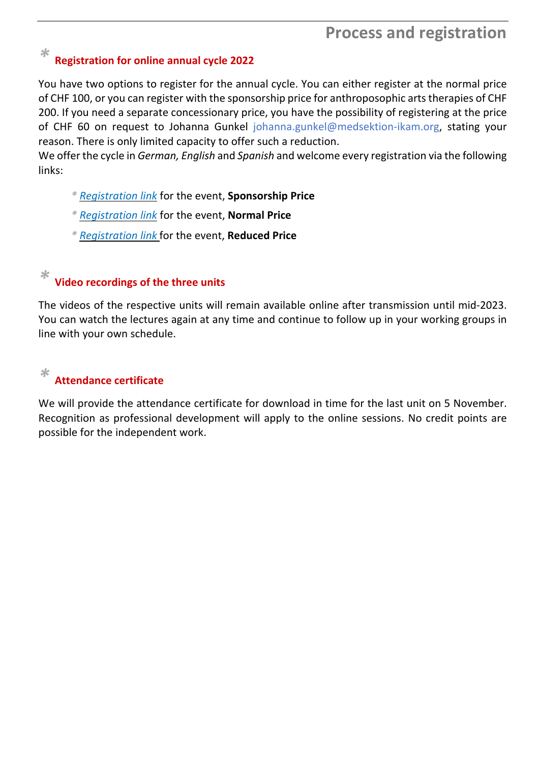# Process and registration

## * Registration for online annual cycle 2022

You have two options to register for the annual cycle. You can either register at the normal price of CHF 100, or you can register with the sponsorship price for anthroposophic arts therapies of CHF 200. If you need a separate concessionary price, you have the possibility of registering at the price of CHF 60 on request to Johanna Gunkel johanna.gunkel@medsektion-ikam.org, stating your reason. There is only limited capacity to offer such a reduction.

We offer the cycle in *German, English* and *Spanish* and welcome every registration via the following links:

- *Registration link* for the event, **Sponsorship Price**
- *Registration link* for the event, **Normal Price**
- *Registration link* for the event, **Reduced Price**

## * Video recordings of the three units

The videos of the respective units will remain available online after transmission until mid-2023. You can watch the lectures again at any time and continue to follow up in your working groups in line with your own schedule.

## * Attendance certificate

We will provide the attendance certificate for download in time for the last unit on 5 November. Recognition as professional development will apply to the online sessions. No credit points are possible for the independent work.